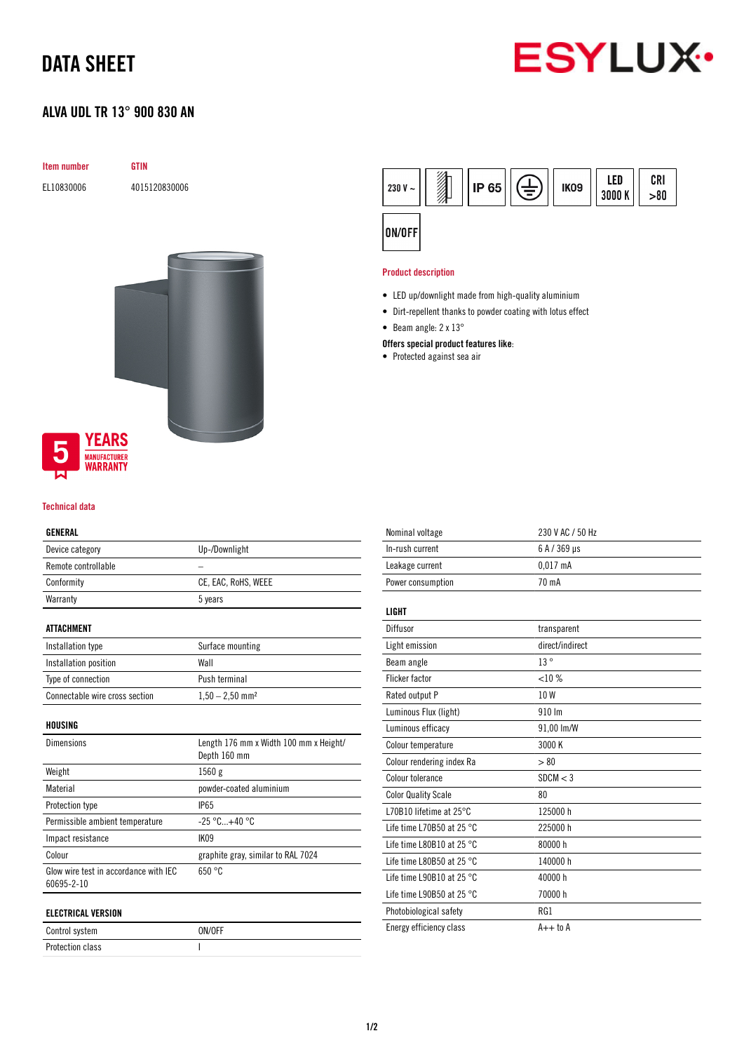# DATA SHEET

## ALVA UDL TR 13° 900 830 AN

| Item number | GTIN |
|---|---|
| EL10830006 | 4015120830006 |

230 V ~ | IP 65 | IK09 | LED 3000 K | CRI >80 | ON/OFF

5 YEARS MANUFACTURER WARRANTY

### Product description

- LED up/downlight made from high-quality aluminium
- Dirt-repellent thanks to powder coating with lotus effect
- Beam angle: 2 x 13°

**Offers special product features like:**

- Protected against sea air

### Technical data

| GENERAL | |
|---|---|
| Device category | Up-/Downlight |
| Remote controllable | – |
| Conformity | CE, EAC, RoHS, WEEE |
| Warranty | 5 years |

| ATTACHMENT | |
|---|---|
| Installation type | Surface mounting |
| Installation position | Wall |
| Type of connection | Push terminal |
| Connectable wire cross section | 1,50 – 2,50 mm² |

| HOUSING | |
|---|---|
| Dimensions | Length 176 mm x Width 100 mm x Height/ Depth 160 mm |
| Weight | 1560 g |
| Material | powder-coated aluminium |
| Protection type | IP65 |
| Permissible ambient temperature | -25 °C...+40 °C |
| Impact resistance | IK09 |
| Colour | graphite gray, similar to RAL 7024 |
| Glow wire test in accordance with IEC 60695-2-10 | 650 °C |

| ELECTRICAL VERSION | |
|---|---|
| Control system | ON/OFF |
| Protection class | I |
| Nominal voltage | 230 V AC / 50 Hz |
| In-rush current | 6 A / 369 µs |
| Leakage current | 0,017 mA |
| Power consumption | 70 mA |

| LIGHT | |
|---|---|
| Diffusor | transparent |
| Light emission | direct/indirect |
| Beam angle | 13 ° |
| Flicker factor | <10 % |
| Rated output P | 10 W |
| Luminous Flux (light) | 910 lm |
| Luminous efficacy | 91,00 lm/W |
| Colour temperature | 3000 K |
| Colour rendering index Ra | > 80 |
| Colour tolerance | SDCM < 3 |
| Color Quality Scale | 80 |
| L70B10 lifetime at 25°C | 125000 h |
| Life time L70B50 at 25 °C | 225000 h |
| Life time L80B10 at 25 °C | 80000 h |
| Life time L80B50 at 25 °C | 140000 h |
| Life time L90B10 at 25 °C | 40000 h |
| Life time L90B50 at 25 °C | 70000 h |
| Photobiological safety | RG1 |
| Energy efficiency class | A++ to A |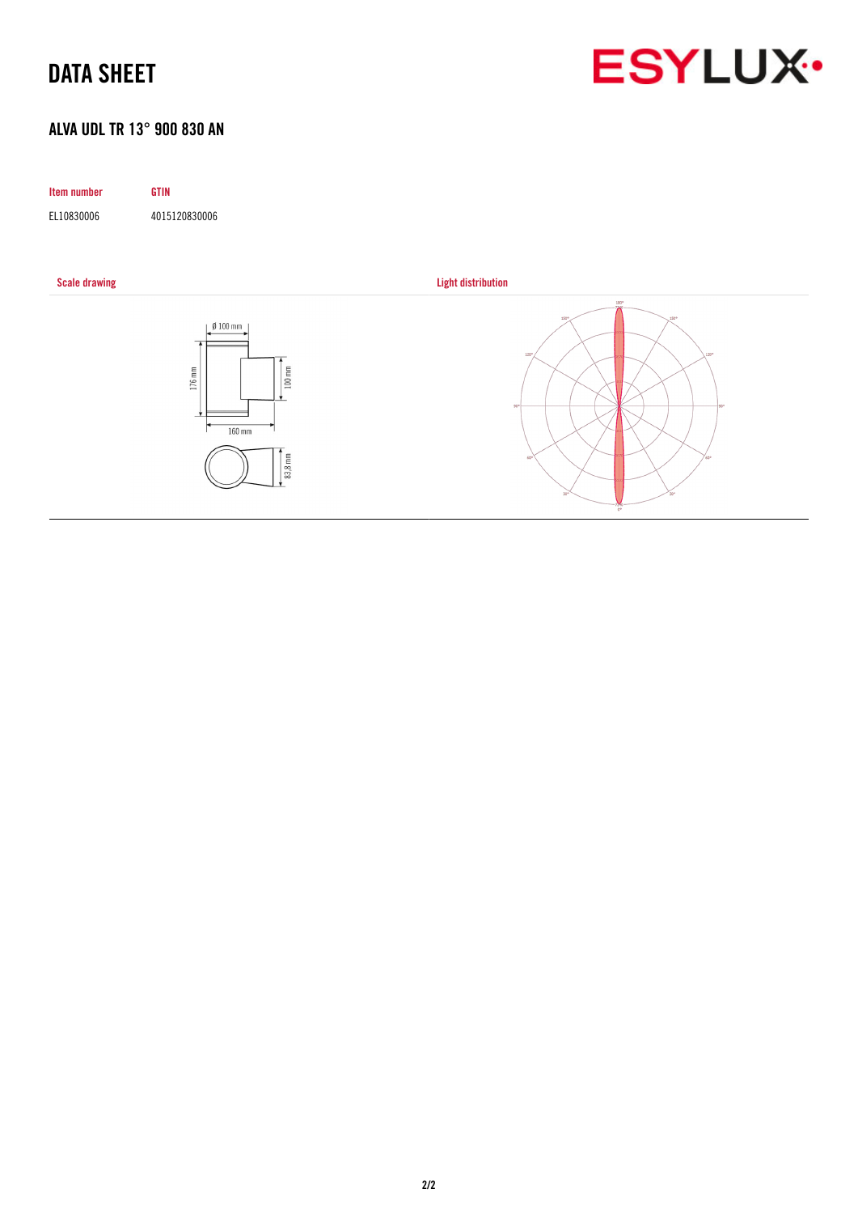# DATA SHEET

## ALVA UDL TR 13° 900 830 AN

| Item number | GTIN |
|---|---|
| EL10830006 | 4015120830006 |

### Scale drawing

Ø 100 mm

176 mm

100 mm

160 mm

83,8 mm

### Light distribution

180°

150°

150°

120°

120°

90°

90°

60°

60°

30°

30°

0°